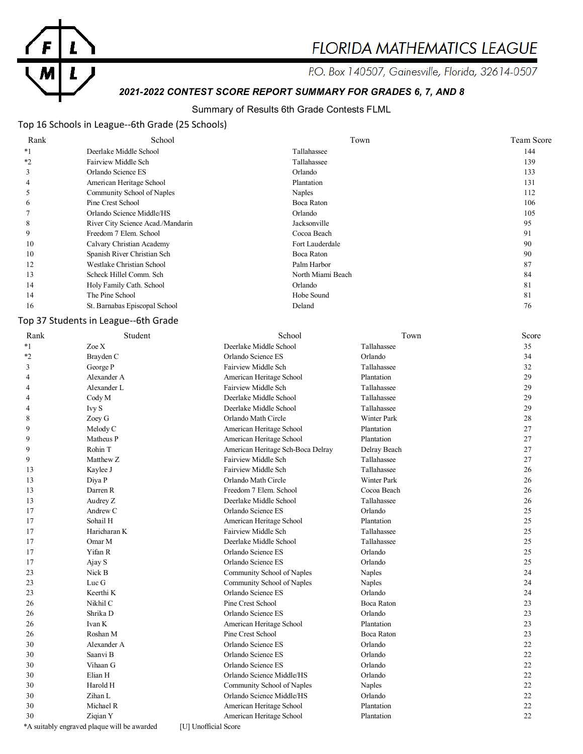# FLORIDA MATHEMATICS LEAGUE

P.O. Box 140507, Gainesville, Florida, 32614-0507

***2021-2022 CONTEST SCORE REPORT SUMMARY FOR GRADES 6, 7, AND 8***

Summary of Results 6th Grade Contests FLML

## Top 16 Schools in League--6th Grade (25 Schools)

| Rank | School | Town | Team Score |
|---|---|---|---|
| *1 | Deerlake Middle School | Tallahassee | 144 |
| *2 | Fairview Middle Sch | Tallahassee | 139 |
| 3 | Orlando Science ES | Orlando | 133 |
| 4 | American Heritage School | Plantation | 131 |
| 5 | Community School of Naples | Naples | 112 |
| 6 | Pine Crest School | Boca Raton | 106 |
| 7 | Orlando Science Middle/HS | Orlando | 105 |
| 8 | River City Science Acad./Mandarin | Jacksonville | 95 |
| 9 | Freedom 7 Elem. School | Cocoa Beach | 91 |
| 10 | Calvary Christian Academy | Fort Lauderdale | 90 |
| 10 | Spanish River Christian Sch | Boca Raton | 90 |
| 12 | Westlake Christian School | Palm Harbor | 87 |
| 13 | Scheck Hillel Comm. Sch | North Miami Beach | 84 |
| 14 | Holy Family Cath. School | Orlando | 81 |
| 14 | The Pine School | Hobe Sound | 81 |
| 16 | St. Barnabas Episcopal School | Deland | 76 |

## Top 37 Students in League--6th Grade

| Rank | Student | School | Town | Score |
|---|---|---|---|---|
| *1 | Zoe X | Deerlake Middle School | Tallahassee | 35 |
| *2 | Brayden C | Orlando Science ES | Orlando | 34 |
| 3 | George P | Fairview Middle Sch | Tallahassee | 32 |
| 4 | Alexander A | American Heritage School | Plantation | 29 |
| 4 | Alexander L | Fairview Middle Sch | Tallahassee | 29 |
| 4 | Cody M | Deerlake Middle School | Tallahassee | 29 |
| 4 | Ivy S | Deerlake Middle School | Tallahassee | 29 |
| 8 | Zoey G | Orlando Math Circle | Winter Park | 28 |
| 9 | Melody C | American Heritage School | Plantation | 27 |
| 9 | Matheus P | American Heritage School | Plantation | 27 |
| 9 | Rohin T | American Heritage Sch-Boca Delray | Delray Beach | 27 |
| 9 | Matthew Z | Fairview Middle Sch | Tallahassee | 27 |
| 13 | Kaylee J | Fairview Middle Sch | Tallahassee | 26 |
| 13 | Diya P | Orlando Math Circle | Winter Park | 26 |
| 13 | Darren R | Freedom 7 Elem. School | Cocoa Beach | 26 |
| 13 | Audrey Z | Deerlake Middle School | Tallahassee | 26 |
| 17 | Andrew C | Orlando Science ES | Orlando | 25 |
| 17 | Sohail H | American Heritage School | Plantation | 25 |
| 17 | Haricharan K | Fairview Middle Sch | Tallahassee | 25 |
| 17 | Omar M | Deerlake Middle School | Tallahassee | 25 |
| 17 | Yifan R | Orlando Science ES | Orlando | 25 |
| 17 | Ajay S | Orlando Science ES | Orlando | 25 |
| 23 | Nick B | Community School of Naples | Naples | 24 |
| 23 | Luc G | Community School of Naples | Naples | 24 |
| 23 | Keerthi K | Orlando Science ES | Orlando | 24 |
| 26 | Nikhil C | Pine Crest School | Boca Raton | 23 |
| 26 | Shrika D | Orlando Science ES | Orlando | 23 |
| 26 | Ivan K | American Heritage School | Plantation | 23 |
| 26 | Roshan M | Pine Crest School | Boca Raton | 23 |
| 30 | Alexander A | Orlando Science ES | Orlando | 22 |
| 30 | Saanvi B | Orlando Science ES | Orlando | 22 |
| 30 | Vihaan G | Orlando Science ES | Orlando | 22 |
| 30 | Elian H | Orlando Science Middle/HS | Orlando | 22 |
| 30 | Harold H | Community School of Naples | Naples | 22 |
| 30 | Zihan L | Orlando Science Middle/HS | Orlando | 22 |
| 30 | Michael R | American Heritage School | Plantation | 22 |
| 30 | Ziqian Y | American Heritage School | Plantation | 22 |

*A suitably engraved plaque will be awarded [U] Unofficial Score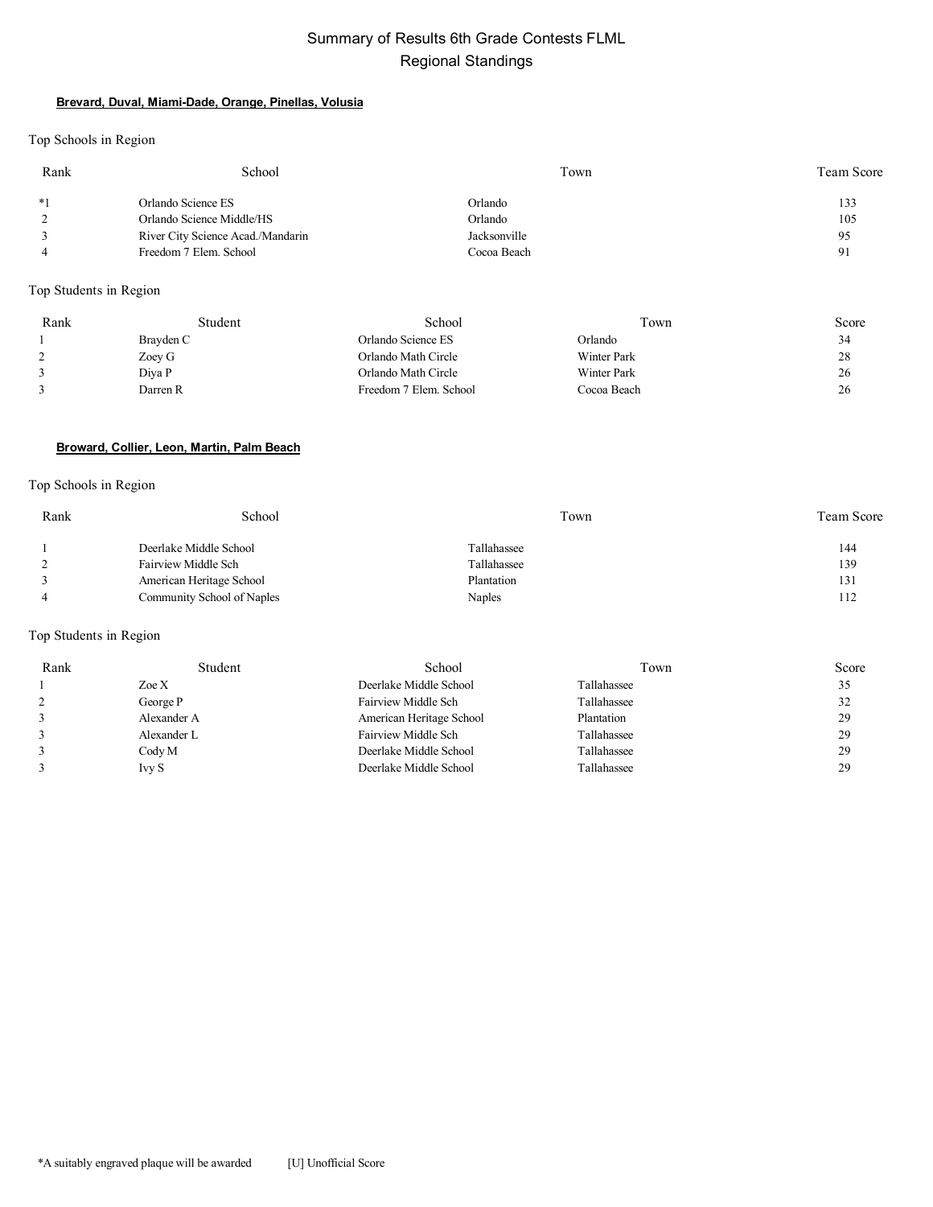# Summary of Results 6th Grade Contests FLML
## Regional Standings

### Brevard, Duval, Miami-Dade, Orange, Pinellas, Volusia

Top Schools in Region

| Rank | School | Town | Team Score |
|---|---|---|---|
| *1 | Orlando Science ES | Orlando | 133 |
| 2 | Orlando Science Middle/HS | Orlando | 105 |
| 3 | River City Science Acad./Mandarin | Jacksonville | 95 |
| 4 | Freedom 7 Elem. School | Cocoa Beach | 91 |

Top Students in Region

| Rank | Student | School | Town | Score |
|---|---|---|---|---|
| 1 | Brayden C | Orlando Science ES | Orlando | 34 |
| 2 | Zoey G | Orlando Math Circle | Winter Park | 28 |
| 3 | Diya P | Orlando Math Circle | Winter Park | 26 |
| 3 | Darren R | Freedom 7 Elem. School | Cocoa Beach | 26 |

### Broward, Collier, Leon, Martin, Palm Beach

Top Schools in Region

| Rank | School | Town | Team Score |
|---|---|---|---|
| 1 | Deerlake Middle School | Tallahassee | 144 |
| 2 | Fairview Middle Sch | Tallahassee | 139 |
| 3 | American Heritage School | Plantation | 131 |
| 4 | Community School of Naples | Naples | 112 |

Top Students in Region

| Rank | Student | School | Town | Score |
|---|---|---|---|---|
| 1 | Zoe X | Deerlake Middle School | Tallahassee | 35 |
| 2 | George P | Fairview Middle Sch | Tallahassee | 32 |
| 3 | Alexander A | American Heritage School | Plantation | 29 |
| 3 | Alexander L | Fairview Middle Sch | Tallahassee | 29 |
| 3 | Cody M | Deerlake Middle School | Tallahassee | 29 |
| 3 | Ivy S | Deerlake Middle School | Tallahassee | 29 |

*A suitably engraved plaque will be awarded [U] Unofficial Score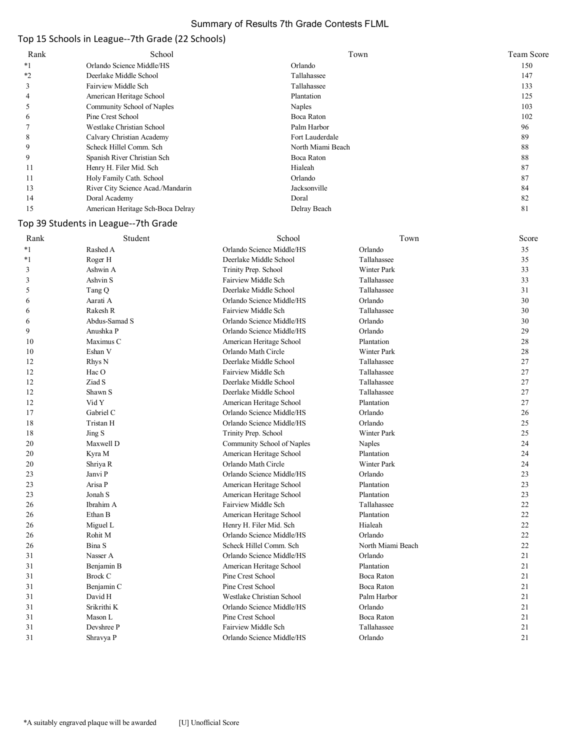# Summary of Results 7th Grade Contests FLML

## Top 15 Schools in League--7th Grade (22 Schools)

| Rank | School | Town | Team Score |
|---|---|---|---|
| *1 | Orlando Science Middle/HS | Orlando | 150 |
| *2 | Deerlake Middle School | Tallahassee | 147 |
| 3 | Fairview Middle Sch | Tallahassee | 133 |
| 4 | American Heritage School | Plantation | 125 |
| 5 | Community School of Naples | Naples | 103 |
| 6 | Pine Crest School | Boca Raton | 102 |
| 7 | Westlake Christian School | Palm Harbor | 96 |
| 8 | Calvary Christian Academy | Fort Lauderdale | 89 |
| 9 | Scheck Hillel Comm. Sch | North Miami Beach | 88 |
| 9 | Spanish River Christian Sch | Boca Raton | 88 |
| 11 | Henry H. Filer Mid. Sch | Hialeah | 87 |
| 11 | Holy Family Cath. School | Orlando | 87 |
| 13 | River City Science Acad./Mandarin | Jacksonville | 84 |
| 14 | Doral Academy | Doral | 82 |
| 15 | American Heritage Sch-Boca Delray | Delray Beach | 81 |

## Top 39 Students in League--7th Grade

| Rank | Student | School | Town | Score |
|---|---|---|---|---|
| *1 | Rashed A | Orlando Science Middle/HS | Orlando | 35 |
| *1 | Roger H | Deerlake Middle School | Tallahassee | 35 |
| 3 | Ashwin A | Trinity Prep. School | Winter Park | 33 |
| 3 | Ashvin S | Fairview Middle Sch | Tallahassee | 33 |
| 5 | Tang Q | Deerlake Middle School | Tallahassee | 31 |
| 6 | Aarati A | Orlando Science Middle/HS | Orlando | 30 |
| 6 | Rakesh R | Fairview Middle Sch | Tallahassee | 30 |
| 6 | Abdus-Samad S | Orlando Science Middle/HS | Orlando | 30 |
| 9 | Anushka P | Orlando Science Middle/HS | Orlando | 29 |
| 10 | Maximus C | American Heritage School | Plantation | 28 |
| 10 | Eshan V | Orlando Math Circle | Winter Park | 28 |
| 12 | Rhys N | Deerlake Middle School | Tallahassee | 27 |
| 12 | Hac O | Fairview Middle Sch | Tallahassee | 27 |
| 12 | Ziad S | Deerlake Middle School | Tallahassee | 27 |
| 12 | Shawn S | Deerlake Middle School | Tallahassee | 27 |
| 12 | Vid Y | American Heritage School | Plantation | 27 |
| 17 | Gabriel C | Orlando Science Middle/HS | Orlando | 26 |
| 18 | Tristan H | Orlando Science Middle/HS | Orlando | 25 |
| 18 | Jing S | Trinity Prep. School | Winter Park | 25 |
| 20 | Maxwell D | Community School of Naples | Naples | 24 |
| 20 | Kyra M | American Heritage School | Plantation | 24 |
| 20 | Shriya R | Orlando Math Circle | Winter Park | 24 |
| 23 | Janvi P | Orlando Science Middle/HS | Orlando | 23 |
| 23 | Arisa P | American Heritage School | Plantation | 23 |
| 23 | Jonah S | American Heritage School | Plantation | 23 |
| 26 | Ibrahim A | Fairview Middle Sch | Tallahassee | 22 |
| 26 | Ethan B | American Heritage School | Plantation | 22 |
| 26 | Miguel L | Henry H. Filer Mid. Sch | Hialeah | 22 |
| 26 | Rohit M | Orlando Science Middle/HS | Orlando | 22 |
| 26 | Bina S | Scheck Hillel Comm. Sch | North Miami Beach | 22 |
| 31 | Nasser A | Orlando Science Middle/HS | Orlando | 21 |
| 31 | Benjamin B | American Heritage School | Plantation | 21 |
| 31 | Brock C | Pine Crest School | Boca Raton | 21 |
| 31 | Benjamin C | Pine Crest School | Boca Raton | 21 |
| 31 | David H | Westlake Christian School | Palm Harbor | 21 |
| 31 | Srikrithi K | Orlando Science Middle/HS | Orlando | 21 |
| 31 | Mason L | Pine Crest School | Boca Raton | 21 |
| 31 | Devshree P | Fairview Middle Sch | Tallahassee | 21 |
| 31 | Shravya P | Orlando Science Middle/HS | Orlando | 21 |

*A suitably engraved plaque will be awarded [U] Unofficial Score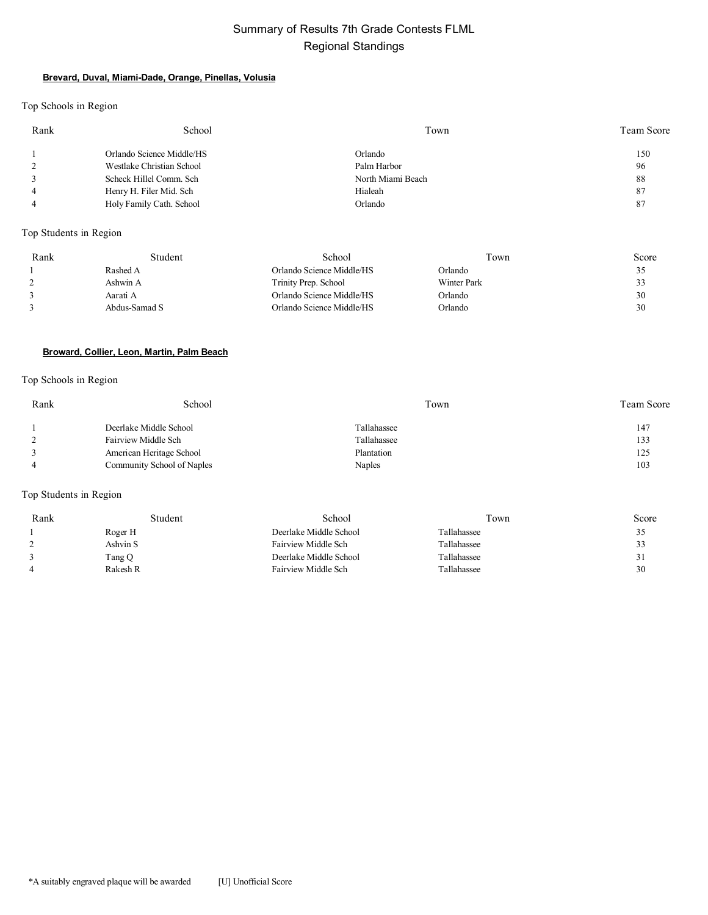# Summary of Results 7th Grade Contests FLML
## Regional Standings

### **Brevard, Duval, Miami-Dade, Orange, Pinellas, Volusia**

Top Schools in Region

| Rank | School | Town | Team Score |
|---|---|---|---|
| 1 | Orlando Science Middle/HS | Orlando | 150 |
| 2 | Westlake Christian School | Palm Harbor | 96 |
| 3 | Scheck Hillel Comm. Sch | North Miami Beach | 88 |
| 4 | Henry H. Filer Mid. Sch | Hialeah | 87 |
| 4 | Holy Family Cath. School | Orlando | 87 |

Top Students in Region

| Rank | Student | School | Town | Score |
|---|---|---|---|---|
| 1 | Rashed A | Orlando Science Middle/HS | Orlando | 35 |
| 2 | Ashwin A | Trinity Prep. School | Winter Park | 33 |
| 3 | Aarati A | Orlando Science Middle/HS | Orlando | 30 |
| 3 | Abdus-Samad S | Orlando Science Middle/HS | Orlando | 30 |

### **Broward, Collier, Leon, Martin, Palm Beach**

Top Schools in Region

| Rank | School | Town | Team Score |
|---|---|---|---|
| 1 | Deerlake Middle School | Tallahassee | 147 |
| 2 | Fairview Middle Sch | Tallahassee | 133 |
| 3 | American Heritage School | Plantation | 125 |
| 4 | Community School of Naples | Naples | 103 |

Top Students in Region

| Rank | Student | School | Town | Score |
|---|---|---|---|---|
| 1 | Roger H | Deerlake Middle School | Tallahassee | 35 |
| 2 | Ashvin S | Fairview Middle Sch | Tallahassee | 33 |
| 3 | Tang Q | Deerlake Middle School | Tallahassee | 31 |
| 4 | Rakesh R | Fairview Middle Sch | Tallahassee | 30 |

*A suitably engraved plaque will be awarded [U] Unofficial Score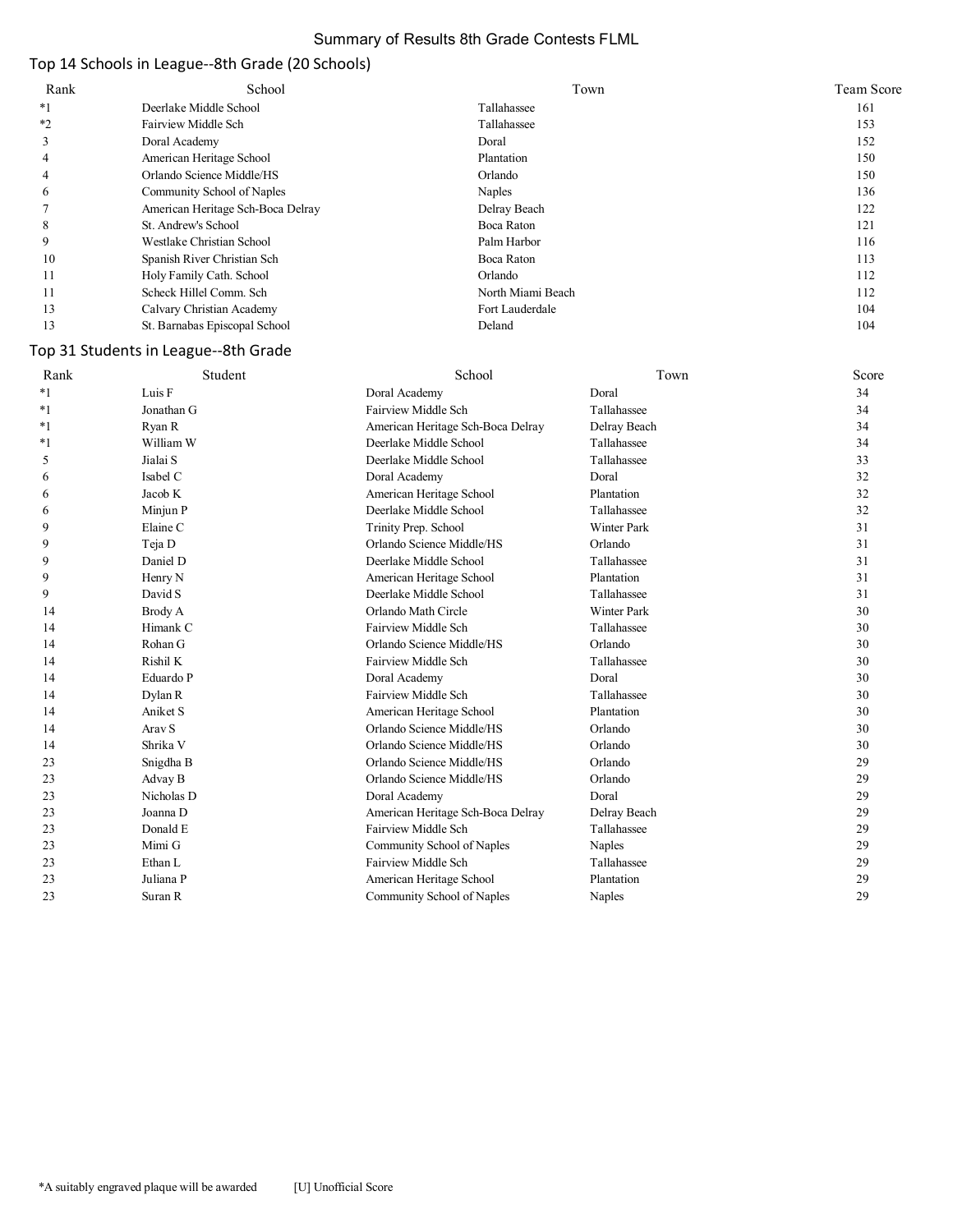# Summary of Results 8th Grade Contests FLML

## Top 14 Schools in League--8th Grade (20 Schools)

| Rank | School | Town | Team Score |
|---|---|---|---|
| *1 | Deerlake Middle School | Tallahassee | 161 |
| *2 | Fairview Middle Sch | Tallahassee | 153 |
| 3 | Doral Academy | Doral | 152 |
| 4 | American Heritage School | Plantation | 150 |
| 4 | Orlando Science Middle/HS | Orlando | 150 |
| 6 | Community School of Naples | Naples | 136 |
| 7 | American Heritage Sch-Boca Delray | Delray Beach | 122 |
| 8 | St. Andrew's School | Boca Raton | 121 |
| 9 | Westlake Christian School | Palm Harbor | 116 |
| 10 | Spanish River Christian Sch | Boca Raton | 113 |
| 11 | Holy Family Cath. School | Orlando | 112 |
| 11 | Scheck Hillel Comm. Sch | North Miami Beach | 112 |
| 13 | Calvary Christian Academy | Fort Lauderdale | 104 |
| 13 | St. Barnabas Episcopal School | Deland | 104 |

## Top 31 Students in League--8th Grade

| Rank | Student | School | Town | Score |
|---|---|---|---|---|
| *1 | Luis F | Doral Academy | Doral | 34 |
| *1 | Jonathan G | Fairview Middle Sch | Tallahassee | 34 |
| *1 | Ryan R | American Heritage Sch-Boca Delray | Delray Beach | 34 |
| *1 | William W | Deerlake Middle School | Tallahassee | 34 |
| 5 | Jialai S | Deerlake Middle School | Tallahassee | 33 |
| 6 | Isabel C | Doral Academy | Doral | 32 |
| 6 | Jacob K | American Heritage School | Plantation | 32 |
| 6 | Minjun P | Deerlake Middle School | Tallahassee | 32 |
| 9 | Elaine C | Trinity Prep. School | Winter Park | 31 |
| 9 | Teja D | Orlando Science Middle/HS | Orlando | 31 |
| 9 | Daniel D | Deerlake Middle School | Tallahassee | 31 |
| 9 | Henry N | American Heritage School | Plantation | 31 |
| 9 | David S | Deerlake Middle School | Tallahassee | 31 |
| 14 | Brody A | Orlando Math Circle | Winter Park | 30 |
| 14 | Himank C | Fairview Middle Sch | Tallahassee | 30 |
| 14 | Rohan G | Orlando Science Middle/HS | Orlando | 30 |
| 14 | Rishil K | Fairview Middle Sch | Tallahassee | 30 |
| 14 | Eduardo P | Doral Academy | Doral | 30 |
| 14 | Dylan R | Fairview Middle Sch | Tallahassee | 30 |
| 14 | Aniket S | American Heritage School | Plantation | 30 |
| 14 | Arav S | Orlando Science Middle/HS | Orlando | 30 |
| 14 | Shrika V | Orlando Science Middle/HS | Orlando | 30 |
| 23 | Snigdha B | Orlando Science Middle/HS | Orlando | 29 |
| 23 | Advay B | Orlando Science Middle/HS | Orlando | 29 |
| 23 | Nicholas D | Doral Academy | Doral | 29 |
| 23 | Joanna D | American Heritage Sch-Boca Delray | Delray Beach | 29 |
| 23 | Donald E | Fairview Middle Sch | Tallahassee | 29 |
| 23 | Mimi G | Community School of Naples | Naples | 29 |
| 23 | Ethan L | Fairview Middle Sch | Tallahassee | 29 |
| 23 | Juliana P | American Heritage School | Plantation | 29 |
| 23 | Suran R | Community School of Naples | Naples | 29 |

*A suitably engraved plaque will be awarded [U] Unofficial Score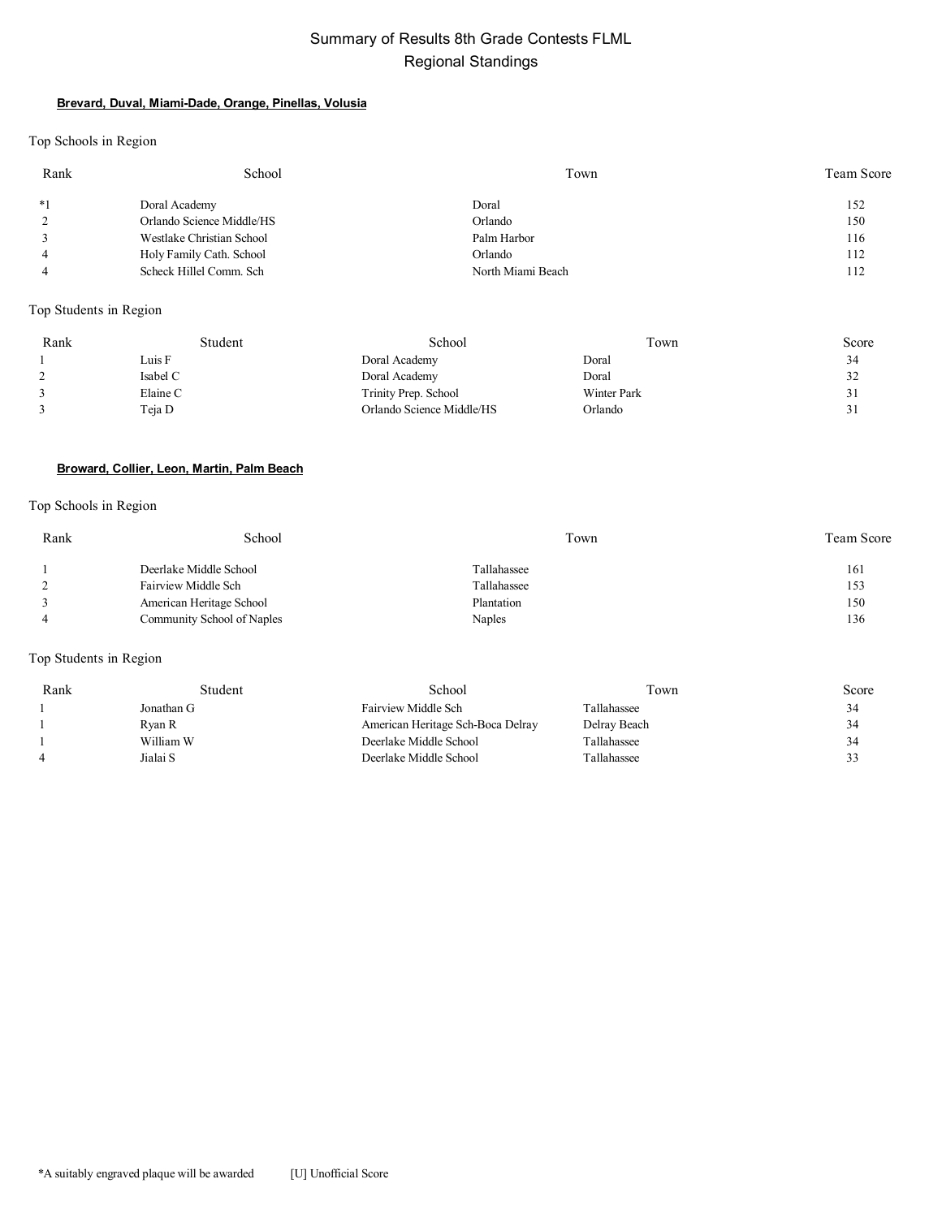# Summary of Results 8th Grade Contests FLML

## Regional Standings

### **Brevard, Duval, Miami-Dade, Orange, Pinellas, Volusia**

Top Schools in Region

| Rank | School | Town | Team Score |
|---|---|---|---|
| *1 | Doral Academy | Doral | 152 |
| 2 | Orlando Science Middle/HS | Orlando | 150 |
| 3 | Westlake Christian School | Palm Harbor | 116 |
| 4 | Holy Family Cath. School | Orlando | 112 |
| 4 | Scheck Hillel Comm. Sch | North Miami Beach | 112 |

Top Students in Region

| Rank | Student | School | Town | Score |
|---|---|---|---|---|
| 1 | Luis F | Doral Academy | Doral | 34 |
| 2 | Isabel C | Doral Academy | Doral | 32 |
| 3 | Elaine C | Trinity Prep. School | Winter Park | 31 |
| 3 | Teja D | Orlando Science Middle/HS | Orlando | 31 |

### **Broward, Collier, Leon, Martin, Palm Beach**

Top Schools in Region

| Rank | School | Town | Team Score |
|---|---|---|---|
| 1 | Deerlake Middle School | Tallahassee | 161 |
| 2 | Fairview Middle Sch | Tallahassee | 153 |
| 3 | American Heritage School | Plantation | 150 |
| 4 | Community School of Naples | Naples | 136 |

Top Students in Region

| Rank | Student | School | Town | Score |
|---|---|---|---|---|
| 1 | Jonathan G | Fairview Middle Sch | Tallahassee | 34 |
| 1 | Ryan R | American Heritage Sch-Boca Delray | Delray Beach | 34 |
| 1 | William W | Deerlake Middle School | Tallahassee | 34 |
| 4 | Jialai S | Deerlake Middle School | Tallahassee | 33 |

*A suitably engraved plaque will be awarded [U] Unofficial Score